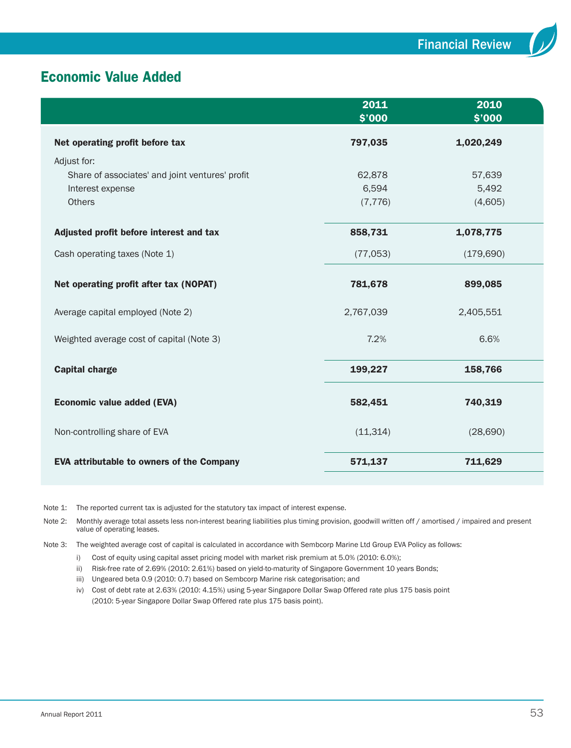## Economic Value Added

| | 2011<br>$'000 | 2010<br>$'000 |
|---|---|---|
| **Net operating profit before tax** | **797,035** | **1,020,249** |
| Adjust for: | | |
| Share of associates' and joint ventures' profit | 62,878 | 57,639 |
| Interest expense | 6,594 | 5,492 |
| Others | (7,776) | (4,605) |
| **Adjusted profit before interest and tax** | **858,731** | **1,078,775** |
| Cash operating taxes (Note 1) | (77,053) | (179,690) |
| **Net operating profit after tax (NOPAT)** | **781,678** | **899,085** |
| Average capital employed (Note 2) | 2,767,039 | 2,405,551 |
| Weighted average cost of capital (Note 3) | 7.2% | 6.6% |
| **Capital charge** | **199,227** | **158,766** |
| **Economic value added (EVA)** | **582,451** | **740,319** |
| Non-controlling share of EVA | (11,314) | (28,690) |
| **EVA attributable to owners of the Company** | **571,137** | **711,629** |

Note 1: The reported current tax is adjusted for the statutory tax impact of interest expense.

Note 2: Monthly average total assets less non-interest bearing liabilities plus timing provision, goodwill written off / amortised / impaired and present value of operating leases.

Note 3: The weighted average cost of capital is calculated in accordance with Sembcorp Marine Ltd Group EVA Policy as follows:

- i) Cost of equity using capital asset pricing model with market risk premium at 5.0% (2010: 6.0%);
- ii) Risk-free rate of 2.69% (2010: 2.61%) based on yield-to-maturity of Singapore Government 10 years Bonds;
- iii) Ungeared beta 0.9 (2010: 0.7) based on Sembcorp Marine risk categorisation; and
- iv) Cost of debt rate at 2.63% (2010: 4.15%) using 5-year Singapore Dollar Swap Offered rate plus 175 basis point (2010: 5-year Singapore Dollar Swap Offered rate plus 175 basis point).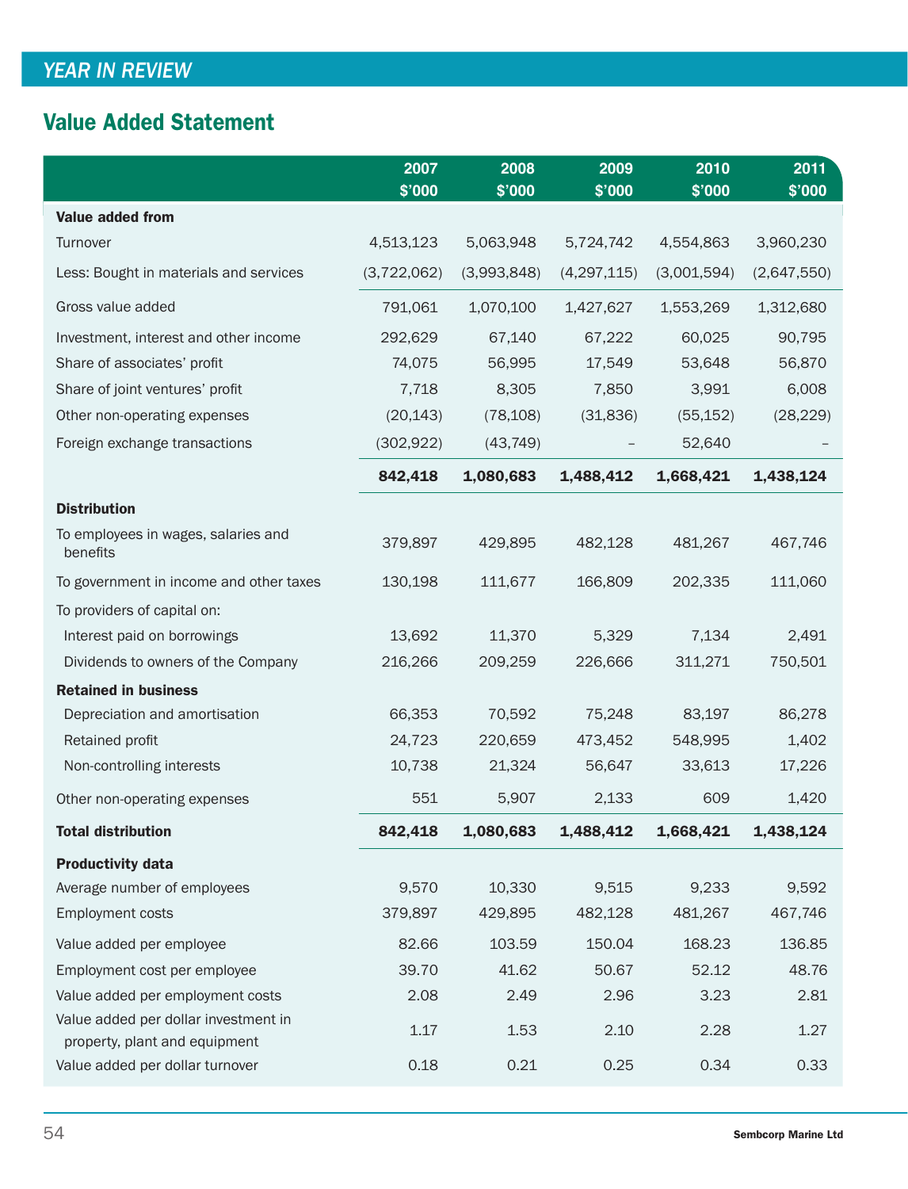## YEAR IN REVIEW

# Value Added Statement

| | 2007<br>$'000 | 2008<br>$'000 | 2009<br>$'000 | 2010<br>$'000 | 2011<br>$'000 |
|---|---|---|---|---|---|
| **Value added from** | | | | | |
| Turnover | 4,513,123 | 5,063,948 | 5,724,742 | 4,554,863 | 3,960,230 |
| Less: Bought in materials and services | (3,722,062) | (3,993,848) | (4,297,115) | (3,001,594) | (2,647,550) |
| Gross value added | 791,061 | 1,070,100 | 1,427,627 | 1,553,269 | 1,312,680 |
| Investment, interest and other income | 292,629 | 67,140 | 67,222 | 60,025 | 90,795 |
| Share of associates' profit | 74,075 | 56,995 | 17,549 | 53,648 | 56,870 |
| Share of joint ventures' profit | 7,718 | 8,305 | 7,850 | 3,991 | 6,008 |
| Other non-operating expenses | (20,143) | (78,108) | (31,836) | (55,152) | (28,229) |
| Foreign exchange transactions | (302,922) | (43,749) | – | 52,640 | – |
| | **842,418** | **1,080,683** | **1,488,412** | **1,668,421** | **1,438,124** |
| **Distribution** | | | | | |
| To employees in wages, salaries and benefits | 379,897 | 429,895 | 482,128 | 481,267 | 467,746 |
| To government in income and other taxes | 130,198 | 111,677 | 166,809 | 202,335 | 111,060 |
| To providers of capital on: | | | | | |
| Interest paid on borrowings | 13,692 | 11,370 | 5,329 | 7,134 | 2,491 |
| Dividends to owners of the Company | 216,266 | 209,259 | 226,666 | 311,271 | 750,501 |
| **Retained in business** | | | | | |
| Depreciation and amortisation | 66,353 | 70,592 | 75,248 | 83,197 | 86,278 |
| Retained profit | 24,723 | 220,659 | 473,452 | 548,995 | 1,402 |
| Non-controlling interests | 10,738 | 21,324 | 56,647 | 33,613 | 17,226 |
| Other non-operating expenses | 551 | 5,907 | 2,133 | 609 | 1,420 |
| **Total distribution** | **842,418** | **1,080,683** | **1,488,412** | **1,668,421** | **1,438,124** |
| **Productivity data** | | | | | |
| Average number of employees | 9,570 | 10,330 | 9,515 | 9,233 | 9,592 |
| Employment costs | 379,897 | 429,895 | 482,128 | 481,267 | 467,746 |
| Value added per employee | 82.66 | 103.59 | 150.04 | 168.23 | 136.85 |
| Employment cost per employee | 39.70 | 41.62 | 50.67 | 52.12 | 48.76 |
| Value added per employment costs | 2.08 | 2.49 | 2.96 | 3.23 | 2.81 |
| Value added per dollar investment in property, plant and equipment | 1.17 | 1.53 | 2.10 | 2.28 | 1.27 |
| Value added per dollar turnover | 0.18 | 0.21 | 0.25 | 0.34 | 0.33 |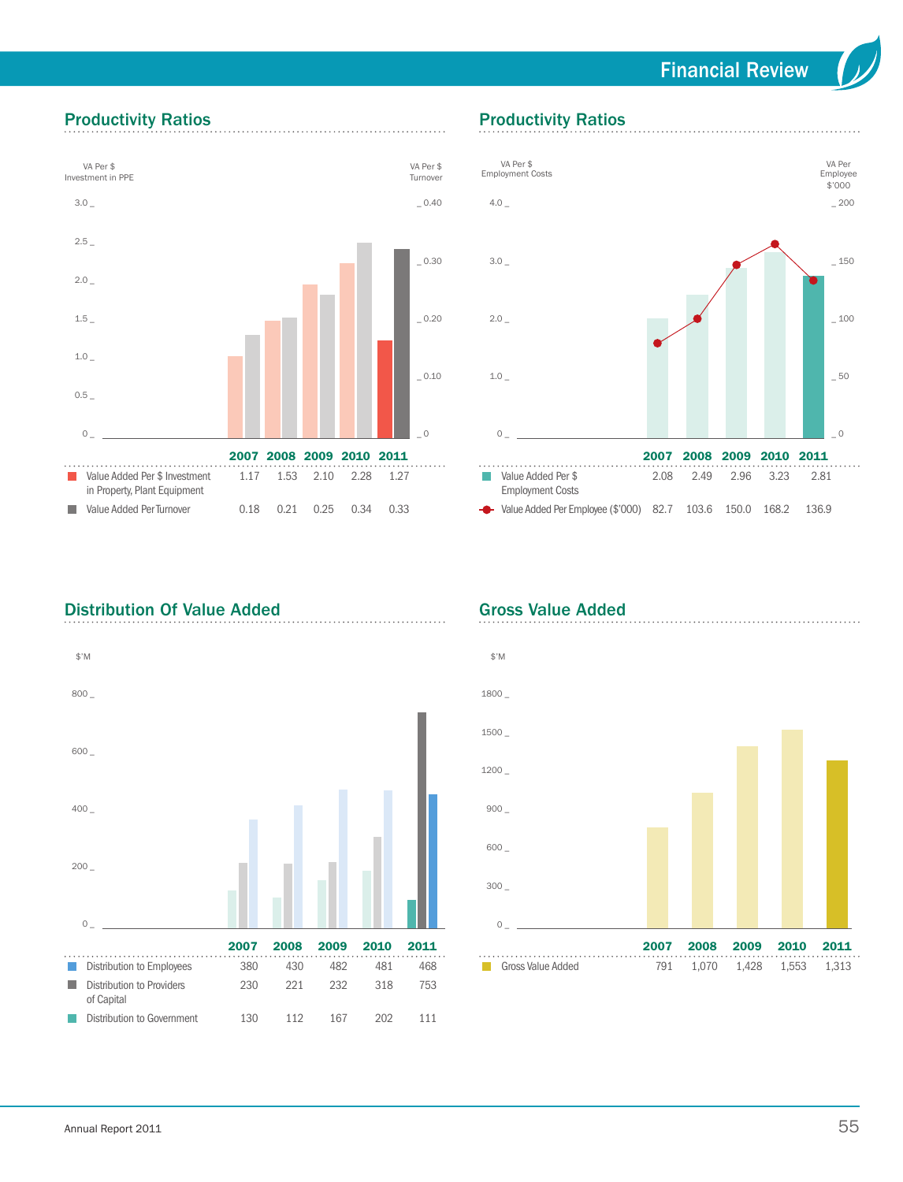## Productivity Ratios

VA Per $ Investment in PPE

VA Per $ Turnover

3.0
2.5
2.0
1.5
1.0
0.5
0

0.40
0.30
0.20
0.10
0

| | 2007 | 2008 | 2009 | 2010 | 2011 |
|---|---|---|---|---|---|
| Value Added Per $ Investment in Property, Plant Equipment | 1.17 | 1.53 | 2.10 | 2.28 | 1.27 |
| Value Added Per Turnover | 0.18 | 0.21 | 0.25 | 0.34 | 0.33 |

## Productivity Ratios

VA Per $ Employment Costs

VA Per Employee $'000

4.0
3.0
2.0
1.0
0

200
150
100
50
0

| | 2007 | 2008 | 2009 | 2010 | 2011 |
|---|---|---|---|---|---|
| Value Added Per $ Employment Costs | 2.08 | 2.49 | 2.96 | 3.23 | 2.81 |
| Value Added Per Employee ($'000) | 82.7 | 103.6 | 150.0 | 168.2 | 136.9 |

## Distribution Of Value Added

$'M

800
600
400
200
0

| | 2007 | 2008 | 2009 | 2010 | 2011 |
|---|---|---|---|---|---|
| Distribution to Employees | 380 | 430 | 482 | 481 | 468 |
| Distribution to Providers of Capital | 230 | 221 | 232 | 318 | 753 |
| Distribution to Government | 130 | 112 | 167 | 202 | 111 |

## Gross Value Added

$'M

1800
1500
1200
900
600
300
0

| | 2007 | 2008 | 2009 | 2010 | 2011 |
|---|---|---|---|---|---|
| Gross Value Added | 791 | 1,070 | 1,428 | 1,553 | 1,313 |